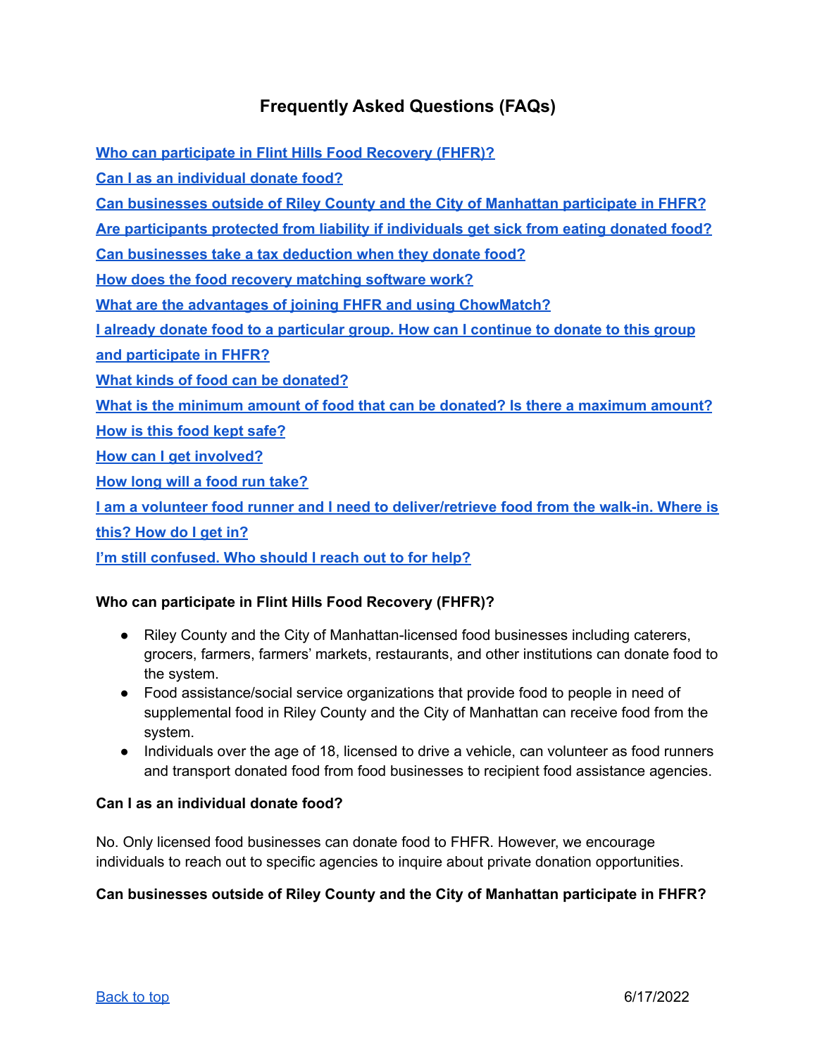# Frequently Asked Questions (FAQs)

[Who can participate in Flint Hills Food Recovery (FHFR)?](#)

[Can I as an individual donate food?](#)

[Can businesses outside of Riley County and the City of Manhattan participate in FHFR?](#)

[Are participants protected from liability if individuals get sick from eating donated food?](#)

[Can businesses take a tax deduction when they donate food?](#)

[How does the food recovery matching software work?](#)

[What are the advantages of joining FHFR and using ChowMatch?](#)

[I already donate food to a particular group. How can I continue to donate to this group and participate in FHFR?](#)

[What kinds of food can be donated?](#)

[What is the minimum amount of food that can be donated? Is there a maximum amount?](#)

[How is this food kept safe?](#)

[How can I get involved?](#)

[How long will a food run take?](#)

[I am a volunteer food runner and I need to deliver/retrieve food from the walk-in. Where is this? How do I get in?](#)

[I'm still confused. Who should I reach out to for help?](#)

**Who can participate in Flint Hills Food Recovery (FHFR)?**

- Riley County and the City of Manhattan-licensed food businesses including caterers, grocers, farmers, farmers' markets, restaurants, and other institutions can donate food to the system.
- Food assistance/social service organizations that provide food to people in need of supplemental food in Riley County and the City of Manhattan can receive food from the system.
- Individuals over the age of 18, licensed to drive a vehicle, can volunteer as food runners and transport donated food from food businesses to recipient food assistance agencies.

**Can I as an individual donate food?**

No. Only licensed food businesses can donate food to FHFR. However, we encourage individuals to reach out to specific agencies to inquire about private donation opportunities.

**Can businesses outside of Riley County and the City of Manhattan participate in FHFR?**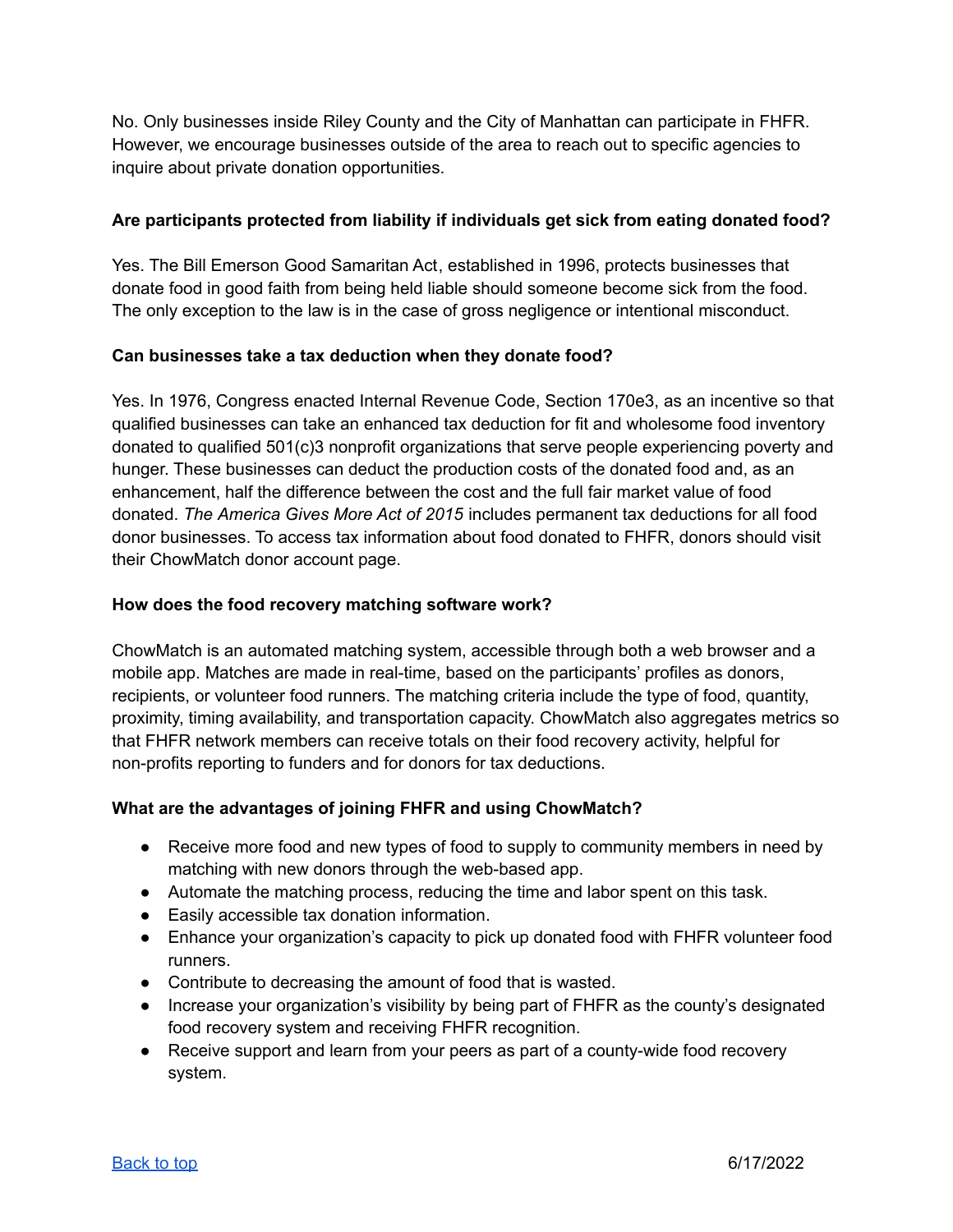No. Only businesses inside Riley County and the City of Manhattan can participate in FHFR. However, we encourage businesses outside of the area to reach out to specific agencies to inquire about private donation opportunities.

**Are participants protected from liability if individuals get sick from eating donated food?**

Yes. The Bill Emerson Good Samaritan Act, established in 1996, protects businesses that donate food in good faith from being held liable should someone become sick from the food. The only exception to the law is in the case of gross negligence or intentional misconduct.

**Can businesses take a tax deduction when they donate food?**

Yes. In 1976, Congress enacted Internal Revenue Code, Section 170e3, as an incentive so that qualified businesses can take an enhanced tax deduction for fit and wholesome food inventory donated to qualified 501(c)3 nonprofit organizations that serve people experiencing poverty and hunger. These businesses can deduct the production costs of the donated food and, as an enhancement, half the difference between the cost and the full fair market value of food donated. *The America Gives More Act of 2015* includes permanent tax deductions for all food donor businesses. To access tax information about food donated to FHFR, donors should visit their ChowMatch donor account page.

**How does the food recovery matching software work?**

ChowMatch is an automated matching system, accessible through both a web browser and a mobile app. Matches are made in real-time, based on the participants' profiles as donors, recipients, or volunteer food runners. The matching criteria include the type of food, quantity, proximity, timing availability, and transportation capacity. ChowMatch also aggregates metrics so that FHFR network members can receive totals on their food recovery activity, helpful for non-profits reporting to funders and for donors for tax deductions.

**What are the advantages of joining FHFR and using ChowMatch?**

- Receive more food and new types of food to supply to community members in need by matching with new donors through the web-based app.
- Automate the matching process, reducing the time and labor spent on this task.
- Easily accessible tax donation information.
- Enhance your organization's capacity to pick up donated food with FHFR volunteer food runners.
- Contribute to decreasing the amount of food that is wasted.
- Increase your organization's visibility by being part of FHFR as the county's designated food recovery system and receiving FHFR recognition.
- Receive support and learn from your peers as part of a county-wide food recovery system.

[Back to top](#)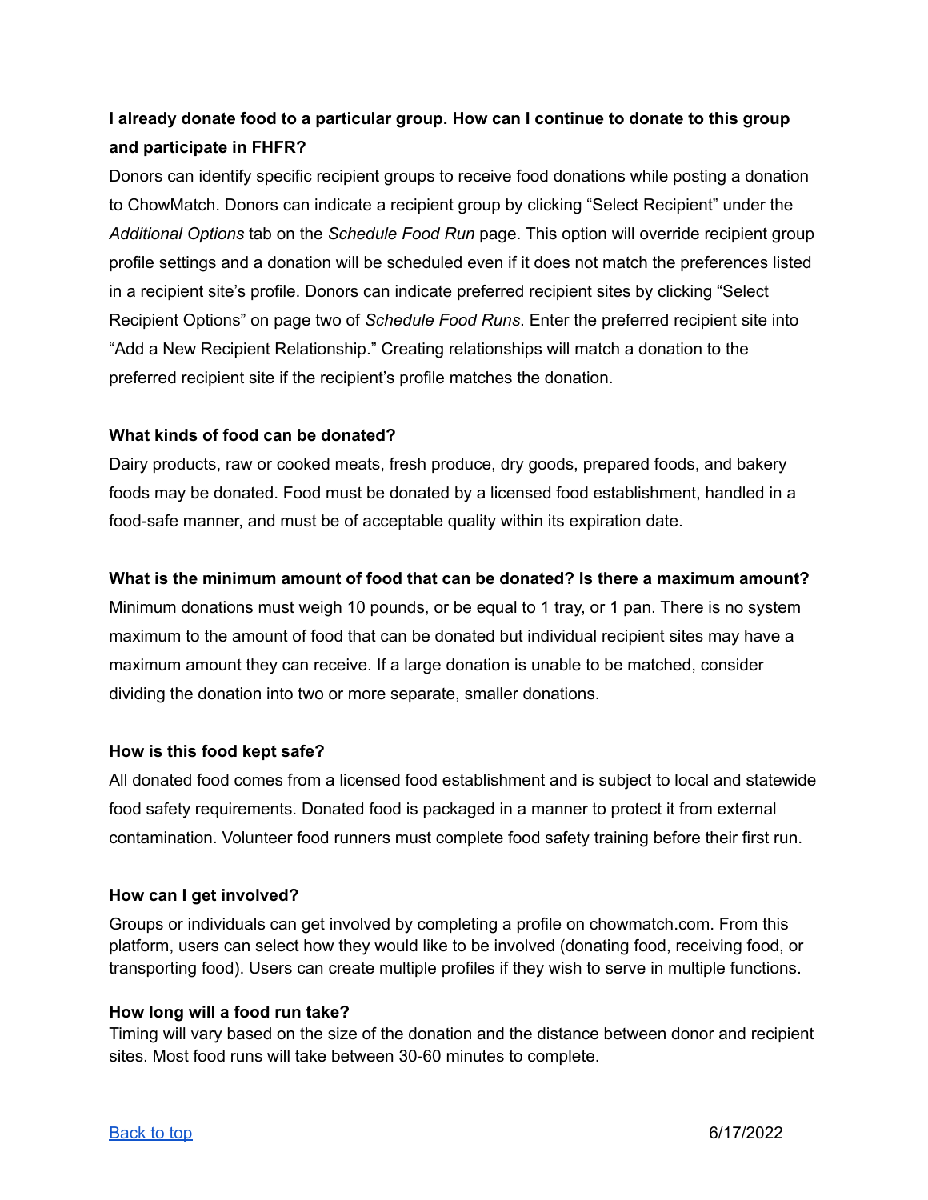**I already donate food to a particular group. How can I continue to donate to this group and participate in FHFR?**

Donors can identify specific recipient groups to receive food donations while posting a donation to ChowMatch. Donors can indicate a recipient group by clicking "Select Recipient" under the *Additional Options* tab on the *Schedule Food Run* page. This option will override recipient group profile settings and a donation will be scheduled even if it does not match the preferences listed in a recipient site's profile. Donors can indicate preferred recipient sites by clicking "Select Recipient Options" on page two of *Schedule Food Runs*. Enter the preferred recipient site into "Add a New Recipient Relationship." Creating relationships will match a donation to the preferred recipient site if the recipient's profile matches the donation.

**What kinds of food can be donated?**

Dairy products, raw or cooked meats, fresh produce, dry goods, prepared foods, and bakery foods may be donated. Food must be donated by a licensed food establishment, handled in a food-safe manner, and must be of acceptable quality within its expiration date.

**What is the minimum amount of food that can be donated? Is there a maximum amount?**

Minimum donations must weigh 10 pounds, or be equal to 1 tray, or 1 pan. There is no system maximum to the amount of food that can be donated but individual recipient sites may have a maximum amount they can receive. If a large donation is unable to be matched, consider dividing the donation into two or more separate, smaller donations.

**How is this food kept safe?**

All donated food comes from a licensed food establishment and is subject to local and statewide food safety requirements. Donated food is packaged in a manner to protect it from external contamination. Volunteer food runners must complete food safety training before their first run.

**How can I get involved?**

Groups or individuals can get involved by completing a profile on chowmatch.com. From this platform, users can select how they would like to be involved (donating food, receiving food, or transporting food). Users can create multiple profiles if they wish to serve in multiple functions.

**How long will a food run take?**

Timing will vary based on the size of the donation and the distance between donor and recipient sites. Most food runs will take between 30-60 minutes to complete.

[Back to top](#)

6/17/2022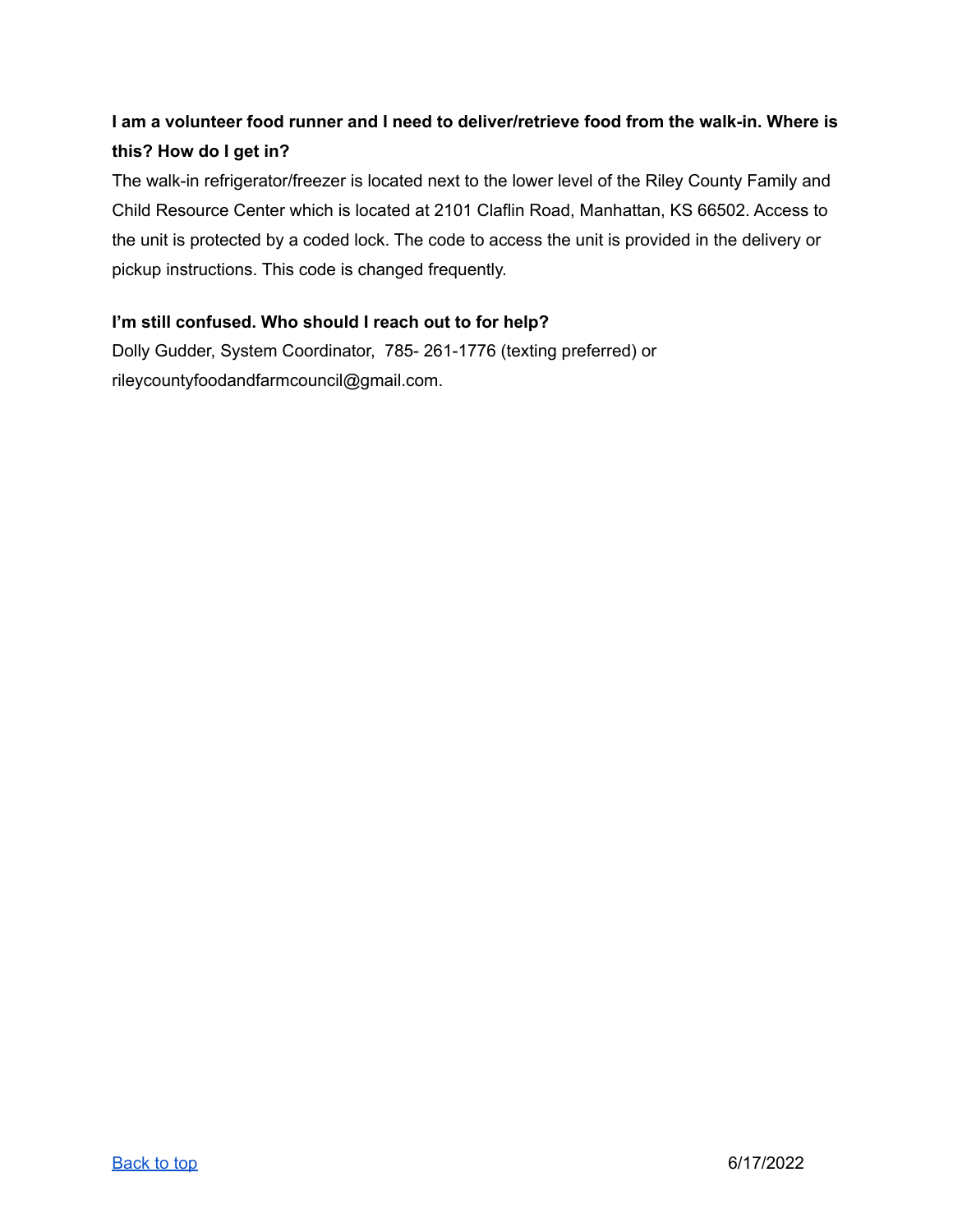**I am a volunteer food runner and I need to deliver/retrieve food from the walk-in. Where is this? How do I get in?**

The walk-in refrigerator/freezer is located next to the lower level of the Riley County Family and Child Resource Center which is located at 2101 Claflin Road, Manhattan, KS 66502. Access to the unit is protected by a coded lock. The code to access the unit is provided in the delivery or pickup instructions. This code is changed frequently.

**I'm still confused. Who should I reach out to for help?**

Dolly Gudder, System Coordinator, 785- 261-1776 (texting preferred) or rileycountyfoodandfarmcouncil@gmail.com.

[Back to top]

6/17/2022